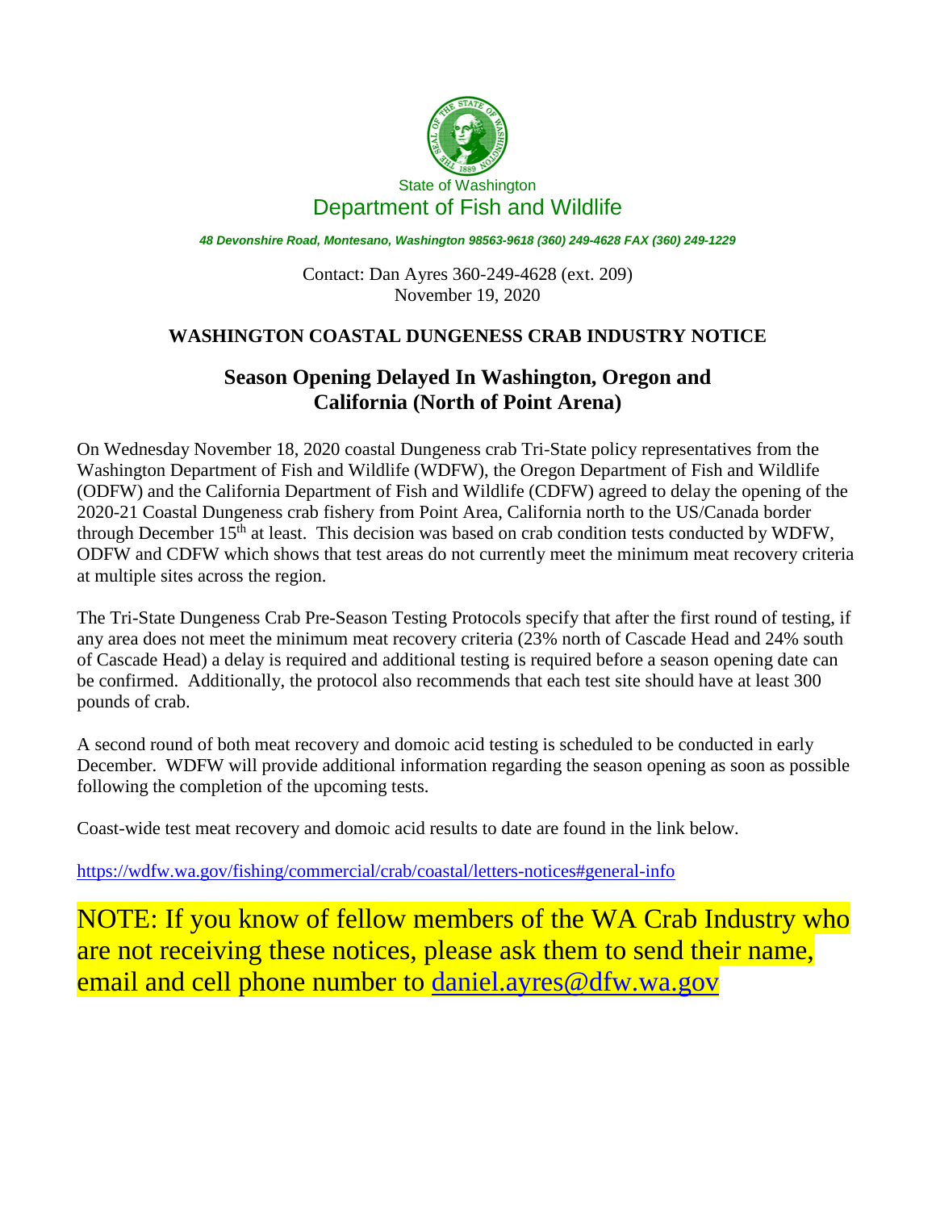State of Washington

Department of Fish and Wildlife

*48 Devonshire Road, Montesano, Washington 98563-9618 (360) 249-4628 FAX (360) 249-1229*

Contact: Dan Ayres 360-249-4628 (ext. 209)
November 19, 2020

**WASHINGTON COASTAL DUNGENESS CRAB INDUSTRY NOTICE**

## Season Opening Delayed In Washington, Oregon and California (North of Point Arena)

On Wednesday November 18, 2020 coastal Dungeness crab Tri-State policy representatives from the Washington Department of Fish and Wildlife (WDFW), the Oregon Department of Fish and Wildlife (ODFW) and the California Department of Fish and Wildlife (CDFW) agreed to delay the opening of the 2020-21 Coastal Dungeness crab fishery from Point Area, California north to the US/Canada border through December 15th at least. This decision was based on crab condition tests conducted by WDFW, ODFW and CDFW which shows that test areas do not currently meet the minimum meat recovery criteria at multiple sites across the region.

The Tri-State Dungeness Crab Pre-Season Testing Protocols specify that after the first round of testing, if any area does not meet the minimum meat recovery criteria (23% north of Cascade Head and 24% south of Cascade Head) a delay is required and additional testing is required before a season opening date can be confirmed. Additionally, the protocol also recommends that each test site should have at least 300 pounds of crab.

A second round of both meat recovery and domoic acid testing is scheduled to be conducted in early December. WDFW will provide additional information regarding the season opening as soon as possible following the completion of the upcoming tests.

Coast-wide test meat recovery and domoic acid results to date are found in the link below.

https://wdfw.wa.gov/fishing/commercial/crab/coastal/letters-notices#general-info

NOTE: If you know of fellow members of the WA Crab Industry who are not receiving these notices, please ask them to send their name, email and cell phone number to daniel.ayres@dfw.wa.gov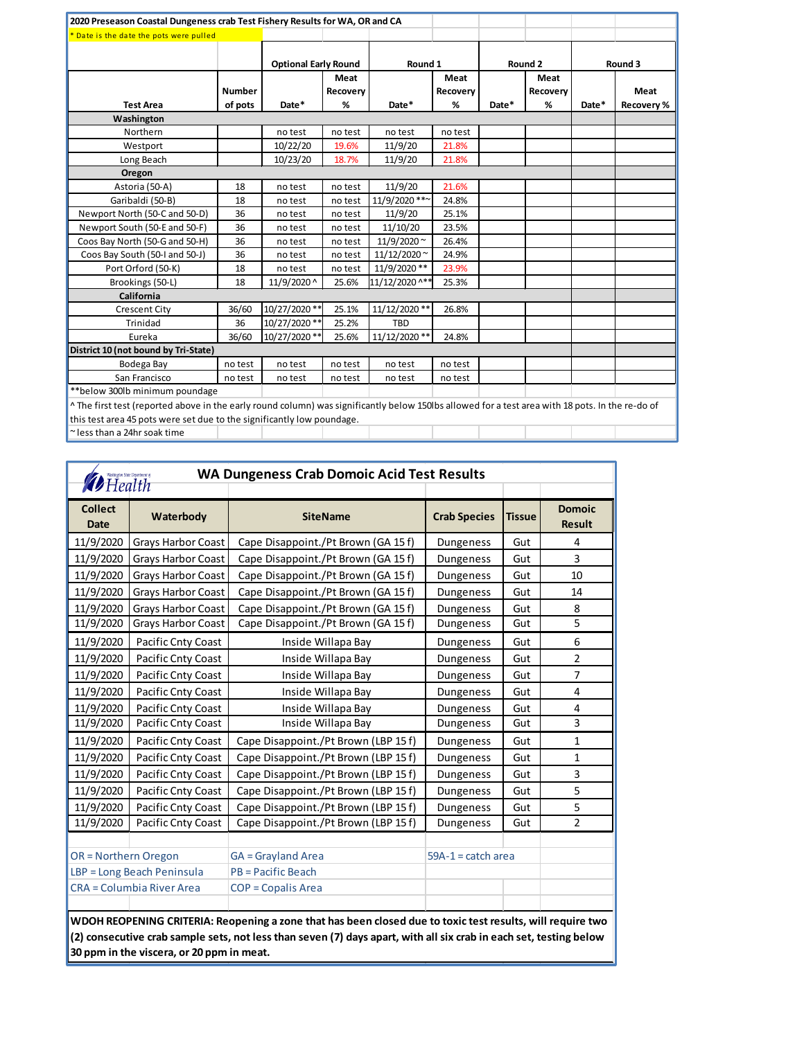## 2020 Preseason Coastal Dungeness crab Test Fishery Results for WA, OR and CA

* Date is the date the pots were pulled

| Test Area | Number of pots | Optional Early Round Date* | Optional Early Round Meat Recovery % | Round 1 Date* | Round 1 Meat Recovery % | Round 2 Date* | Round 2 Meat Recovery % | Round 3 Date* | Round 3 Meat Recovery % |
|---|---|---|---|---|---|---|---|---|---|
| **Washington** | | | | | | | | | |
| Northern | | no test | no test | no test | no test | | | | |
| Westport | | 10/22/20 | 19.6% | 11/9/20 | 21.8% | | | | |
| Long Beach | | 10/23/20 | 18.7% | 11/9/20 | 21.8% | | | | |
| **Oregon** | | | | | | | | | |
| Astoria (50-A) | 18 | no test | no test | 11/9/20 | 21.6% | | | | |
| Garibaldi (50-B) | 18 | no test | no test | 11/9/2020 **~ | 24.8% | | | | |
| Newport North (50-C and 50-D) | 36 | no test | no test | 11/9/20 | 25.1% | | | | |
| Newport South (50-E and 50-F) | 36 | no test | no test | 11/10/20 | 23.5% | | | | |
| Coos Bay North (50-G and 50-H) | 36 | no test | no test | 11/9/2020 ~ | 26.4% | | | | |
| Coos Bay South (50-I and 50-J) | 36 | no test | no test | 11/12/2020 ~ | 24.9% | | | | |
| Port Orford (50-K) | 18 | no test | no test | 11/9/2020 ** | 23.9% | | | | |
| Brookings (50-L) | 18 | 11/9/2020 ^ | 25.6% | 11/12/2020 ^** | 25.3% | | | | |
| **California** | | | | | | | | | |
| Crescent City | 36/60 | 10/27/2020 ** | 25.1% | 11/12/2020 ** | 26.8% | | | | |
| Trinidad | 36 | 10/27/2020 ** | 25.2% | TBD | | | | | |
| Eureka | 36/60 | 10/27/2020 ** | 25.6% | 11/12/2020 ** | 24.8% | | | | |
| **District 10 (not bound by Tri-State)** | | | | | | | | | |
| Bodega Bay | no test | no test | no test | no test | no test | | | | |
| San Francisco | no test | no test | no test | no test | no test | | | | |

**below 300lb minimum poundage

^ The first test (reported above in the early round column) was significantly below 150lbs allowed for a test area with 18 pots. In the re-do of this test area 45 pots were set due to the significantly low poundage.

~ less than a 24hr soak time

## WA Dungeness Crab Domoic Acid Test Results

| Collect Date | Waterbody | SiteName | Crab Species | Tissue | Domoic Result |
|---|---|---|---|---|---|
| 11/9/2020 | Grays Harbor Coast | Cape Disappoint./Pt Brown (GA 15 f) | Dungeness | Gut | 4 |
| 11/9/2020 | Grays Harbor Coast | Cape Disappoint./Pt Brown (GA 15 f) | Dungeness | Gut | 3 |
| 11/9/2020 | Grays Harbor Coast | Cape Disappoint./Pt Brown (GA 15 f) | Dungeness | Gut | 10 |
| 11/9/2020 | Grays Harbor Coast | Cape Disappoint./Pt Brown (GA 15 f) | Dungeness | Gut | 14 |
| 11/9/2020 | Grays Harbor Coast | Cape Disappoint./Pt Brown (GA 15 f) | Dungeness | Gut | 8 |
| 11/9/2020 | Grays Harbor Coast | Cape Disappoint./Pt Brown (GA 15 f) | Dungeness | Gut | 5 |
| 11/9/2020 | Pacific Cnty Coast | Inside Willapa Bay | Dungeness | Gut | 6 |
| 11/9/2020 | Pacific Cnty Coast | Inside Willapa Bay | Dungeness | Gut | 2 |
| 11/9/2020 | Pacific Cnty Coast | Inside Willapa Bay | Dungeness | Gut | 7 |
| 11/9/2020 | Pacific Cnty Coast | Inside Willapa Bay | Dungeness | Gut | 4 |
| 11/9/2020 | Pacific Cnty Coast | Inside Willapa Bay | Dungeness | Gut | 4 |
| 11/9/2020 | Pacific Cnty Coast | Inside Willapa Bay | Dungeness | Gut | 3 |
| 11/9/2020 | Pacific Cnty Coast | Cape Disappoint./Pt Brown (LBP 15 f) | Dungeness | Gut | 1 |
| 11/9/2020 | Pacific Cnty Coast | Cape Disappoint./Pt Brown (LBP 15 f) | Dungeness | Gut | 1 |
| 11/9/2020 | Pacific Cnty Coast | Cape Disappoint./Pt Brown (LBP 15 f) | Dungeness | Gut | 3 |
| 11/9/2020 | Pacific Cnty Coast | Cape Disappoint./Pt Brown (LBP 15 f) | Dungeness | Gut | 5 |
| 11/9/2020 | Pacific Cnty Coast | Cape Disappoint./Pt Brown (LBP 15 f) | Dungeness | Gut | 5 |
| 11/9/2020 | Pacific Cnty Coast | Cape Disappoint./Pt Brown (LBP 15 f) | Dungeness | Gut | 2 |

OR = Northern Oregon | GA = Grayland Area | 59A-1 = catch area

LBP = Long Beach Peninsula | PB = Pacific Beach

CRA = Columbia River Area | COP = Copalis Area

**WDOH REOPENING CRITERIA: Reopening a zone that has been closed due to toxic test results, will require two (2) consecutive crab sample sets, not less than seven (7) days apart, with all six crab in each set, testing below 30 ppm in the viscera, or 20 ppm in meat.**